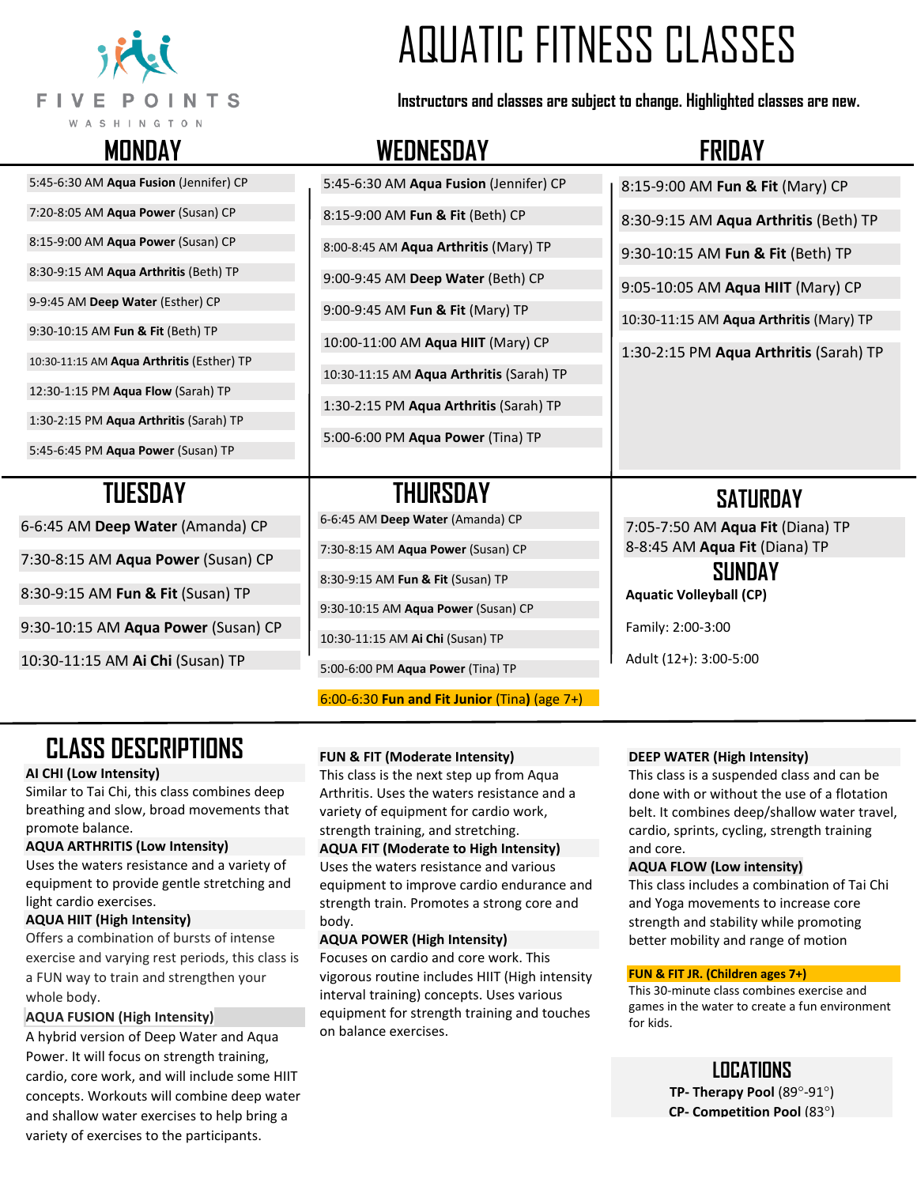FIVE POINTS

WASHINGTON

# AQUATIC FITNESS CLASSES

**Instructors and classes are subject to change. Highlighted classes are new.**

## MONDAY

- 5:45-6:30 AM **Aqua Fusion** (Jennifer) CP
- 7:20-8:05 AM **Aqua Power** (Susan) CP
- 8:15-9:00 AM **Aqua Power** (Susan) CP
- 8:30-9:15 AM **Aqua Arthritis** (Beth) TP
- 9-9:45 AM **Deep Water** (Esther) CP
- 9:30-10:15 AM **Fun & Fit** (Beth) TP
- 10:30-11:15 AM **Aqua Arthritis** (Esther) TP
- 12:30-1:15 PM **Aqua Flow** (Sarah) TP
- 1:30-2:15 PM **Aqua Arthritis** (Sarah) TP
- 5:45-6:45 PM **Aqua Power** (Susan) TP

## WEDNESDAY

- 5:45-6:30 AM **Aqua Fusion** (Jennifer) CP
- 8:15-9:00 AM **Fun & Fit** (Beth) CP
- 8:00-8:45 AM **Aqua Arthritis** (Mary) TP
- 9:00-9:45 AM **Deep Water** (Beth) CP
- 9:00-9:45 AM **Fun & Fit** (Mary) TP
- 10:00-11:00 AM **Aqua HIIT** (Mary) CP
- 10:30-11:15 AM **Aqua Arthritis** (Sarah) TP
- 1:30-2:15 PM **Aqua Arthritis** (Sarah) TP
- 5:00-6:00 PM **Aqua Power** (Tina) TP

## FRIDAY

- 8:15-9:00 AM **Fun & Fit** (Mary) CP
- 8:30-9:15 AM **Aqua Arthritis** (Beth) TP
- 9:30-10:15 AM **Fun & Fit** (Beth) TP
- 9:05-10:05 AM **Aqua HIIT** (Mary) CP
- 10:30-11:15 AM **Aqua Arthritis** (Mary) TP
- 1:30-2:15 PM **Aqua Arthritis** (Sarah) TP

## TUESDAY

- 6-6:45 AM **Deep Water** (Amanda) CP
- 7:30-8:15 AM **Aqua Power** (Susan) CP
- 8:30-9:15 AM **Fun & Fit** (Susan) TP
- 9:30-10:15 AM **Aqua Power** (Susan) CP
- 10:30-11:15 AM **Ai Chi** (Susan) TP

## THURSDAY

- 6-6:45 AM **Deep Water** (Amanda) CP
- 7:30-8:15 AM **Aqua Power** (Susan) CP
- 8:30-9:15 AM **Fun & Fit** (Susan) TP
- 9:30-10:15 AM **Aqua Power** (Susan) CP
- 10:30-11:15 AM **Ai Chi** (Susan) TP
- 5:00-6:00 PM **Aqua Power** (Tina) TP
- 6:00-6:30 **Fun and Fit Junior** (Tina**)** (age 7+)

## SATURDAY

- 7:05-7:50 AM **Aqua Fit** (Diana) TP
- 8-8:45 AM **Aqua Fit** (Diana) TP

## SUNDAY

**Aquatic Volleyball (CP)**

Family: 2:00-3:00

Adult (12+): 3:00-5:00

## CLASS DESCRIPTIONS

**AI CHI (Low Intensity)**
Similar to Tai Chi, this class combines deep breathing and slow, broad movements that promote balance.

**AQUA ARTHRITIS (Low Intensity)**
Uses the waters resistance and a variety of equipment to provide gentle stretching and light cardio exercises.

**AQUA HIIT (High Intensity)**
Offers a combination of bursts of intense exercise and varying rest periods, this class is a FUN way to train and strengthen your whole body.

**AQUA FUSION (High Intensity)**
A hybrid version of Deep Water and Aqua Power. It will focus on strength training, cardio, core work, and will include some HIIT concepts. Workouts will combine deep water and shallow water exercises to help bring a variety of exercises to the participants.

**FUN & FIT (Moderate Intensity)**
This class is the next step up from Aqua Arthritis. Uses the waters resistance and a variety of equipment for cardio work, strength training, and stretching.

**AQUA FIT (Moderate to High Intensity)**
Uses the waters resistance and various equipment to improve cardio endurance and strength train. Promotes a strong core and body.

**AQUA POWER (High Intensity)**
Focuses on cardio and core work. This vigorous routine includes HIIT (High intensity interval training) concepts. Uses various equipment for strength training and touches on balance exercises.

**DEEP WATER (High Intensity)**
This class is a suspended class and can be done with or without the use of a flotation belt. It combines deep/shallow water travel, cardio, sprints, cycling, strength training and core.

**AQUA FLOW (Low intensity)**
This class includes a combination of Tai Chi and Yoga movements to increase core strength and stability while promoting better mobility and range of motion

**FUN & FIT JR. (Children ages 7+)**
This 30-minute class combines exercise and games in the water to create a fun environment for kids.

## LOCATIONS

**TP- Therapy Pool** (89°-91°)
**CP- Competition Pool** (83°)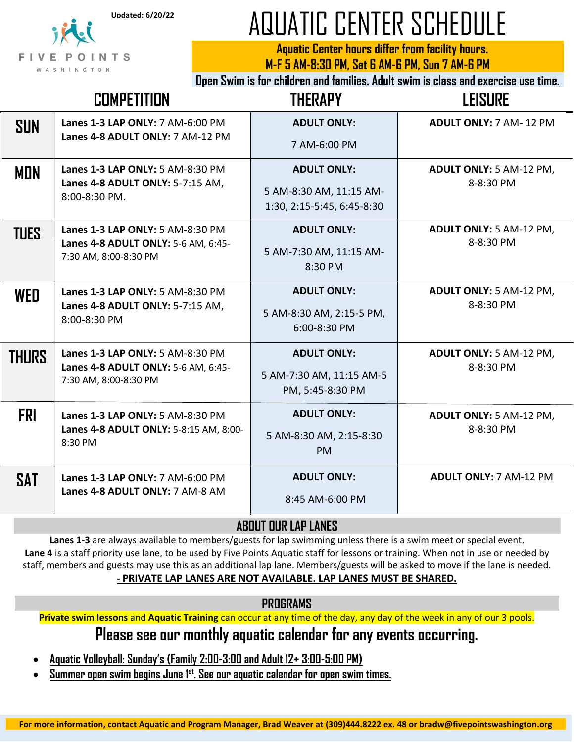Updated: 6/20/22

FIVE POINTS WASHINGTON

# AQUATIC CENTER SCHEDULE

**Aquatic Center hours differ from facility hours.**
**M-F 5 AM-8:30 PM, Sat 6 AM-6 PM, Sun 7 AM-6 PM**

**Open Swim is for children and families. Adult swim is class and exercise use time.**

| | COMPETITION | THERAPY | LEISURE |
|---|---|---|---|
| **SUN** | **Lanes 1-3 LAP ONLY:** 7 AM-6:00 PM<br>**Lanes 4-8 ADULT ONLY:** 7 AM-12 PM | **ADULT ONLY:**<br>7 AM-6:00 PM | **ADULT ONLY:** 7 AM- 12 PM |
| **MON** | **Lanes 1-3 LAP ONLY:** 5 AM-8:30 PM<br>**Lanes 4-8 ADULT ONLY:** 5-7:15 AM, 8:00-8:30 PM. | **ADULT ONLY:**<br>5 AM-8:30 AM, 11:15 AM-1:30, 2:15-5:45, 6:45-8:30 | **ADULT ONLY:** 5 AM-12 PM, 8-8:30 PM |
| **TUES** | **Lanes 1-3 LAP ONLY:** 5 AM-8:30 PM<br>**Lanes 4-8 ADULT ONLY:** 5-6 AM, 6:45-7:30 AM, 8:00-8:30 PM | **ADULT ONLY:**<br>5 AM-7:30 AM, 11:15 AM-8:30 PM | **ADULT ONLY:** 5 AM-12 PM, 8-8:30 PM |
| **WED** | **Lanes 1-3 LAP ONLY:** 5 AM-8:30 PM<br>**Lanes 4-8 ADULT ONLY:** 5-7:15 AM, 8:00-8:30 PM | **ADULT ONLY:**<br>5 AM-8:30 AM, 2:15-5 PM, 6:00-8:30 PM | **ADULT ONLY:** 5 AM-12 PM, 8-8:30 PM |
| **THURS** | **Lanes 1-3 LAP ONLY:** 5 AM-8:30 PM<br>**Lanes 4-8 ADULT ONLY:** 5-6 AM, 6:45-7:30 AM, 8:00-8:30 PM | **ADULT ONLY:**<br>5 AM-7:30 AM, 11:15 AM-5 PM, 5:45-8:30 PM | **ADULT ONLY:** 5 AM-12 PM, 8-8:30 PM |
| **FRI** | **Lanes 1-3 LAP ONLY:** 5 AM-8:30 PM<br>**Lanes 4-8 ADULT ONLY:** 5-8:15 AM, 8:00-8:30 PM | **ADULT ONLY:**<br>5 AM-8:30 AM, 2:15-8:30 PM | **ADULT ONLY:** 5 AM-12 PM, 8-8:30 PM |
| **SAT** | **Lanes 1-3 LAP ONLY:** 7 AM-6:00 PM<br>**Lanes 4-8 ADULT ONLY:** 7 AM-8 AM | **ADULT ONLY:**<br>8:45 AM-6:00 PM | **ADULT ONLY:** 7 AM-12 PM |

## ABOUT OUR LAP LANES

**Lanes 1-3** are always available to members/guests for lap swimming unless there is a swim meet or special event.
**Lane 4** is a staff priority use lane, to be used by Five Points Aquatic staff for lessons or training. When not in use or needed by staff, members and guests may use this as an additional lap lane. Members/guests will be asked to move if the lane is needed.

**- PRIVATE LAP LANES ARE NOT AVAILABLE. LAP LANES MUST BE SHARED.**

## PROGRAMS

**Private swim lessons** and **Aquatic Training** can occur at any time of the day, any day of the week in any of our 3 pools.

**Please see our monthly aquatic calendar for any events occurring.**

- Aquatic Volleyball: Sunday's (Family 2:00-3:00 and Adult 12+ 3:00-5:00 PM)
- Summer open swim begins June 1st. See our aquatic calendar for open swim times.

**For more information, contact Aquatic and Program Manager, Brad Weaver at (309)444.8222 ex. 48 or bradw@fivepointswashington.org**